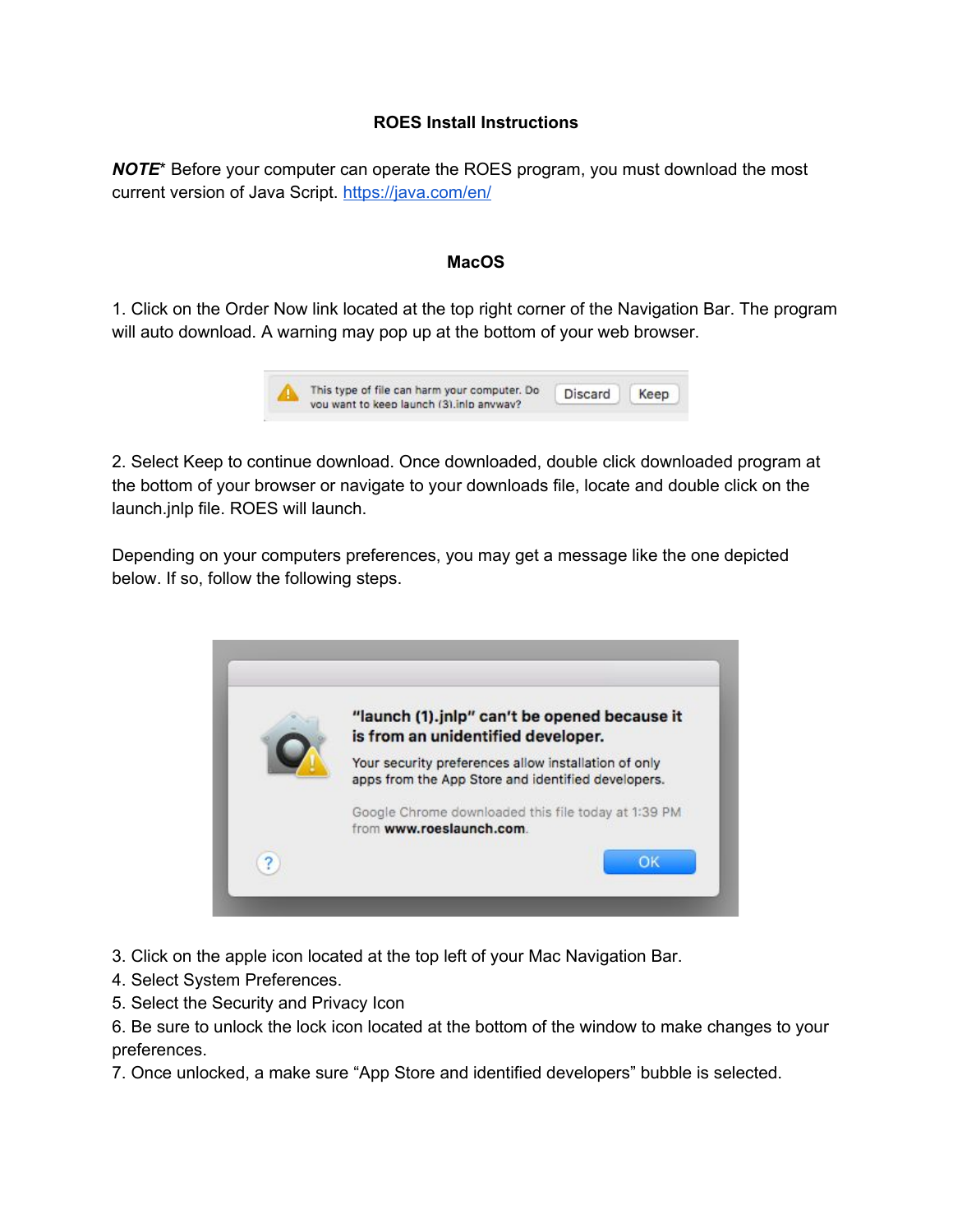# ROES Install Instructions

***NOTE**** Before your computer can operate the ROES program, you must download the most current version of Java Script. [https://java.com/en/](https://java.com/en/)

## MacOS

1. Click on the Order Now link located at the top right corner of the Navigation Bar. The program will auto download. A warning may pop up at the bottom of your web browser.

2. Select Keep to continue download. Once downloaded, double click downloaded program at the bottom of your browser or navigate to your downloads file, locate and double click on the launch.jnlp file. ROES will launch.

Depending on your computers preferences, you may get a message like the one depicted below. If so, follow the following steps.

3. Click on the apple icon located at the top left of your Mac Navigation Bar.
4. Select System Preferences.
5. Select the Security and Privacy Icon
6. Be sure to unlock the lock icon located at the bottom of the window to make changes to your preferences.
7. Once unlocked, a make sure “App Store and identified developers” bubble is selected.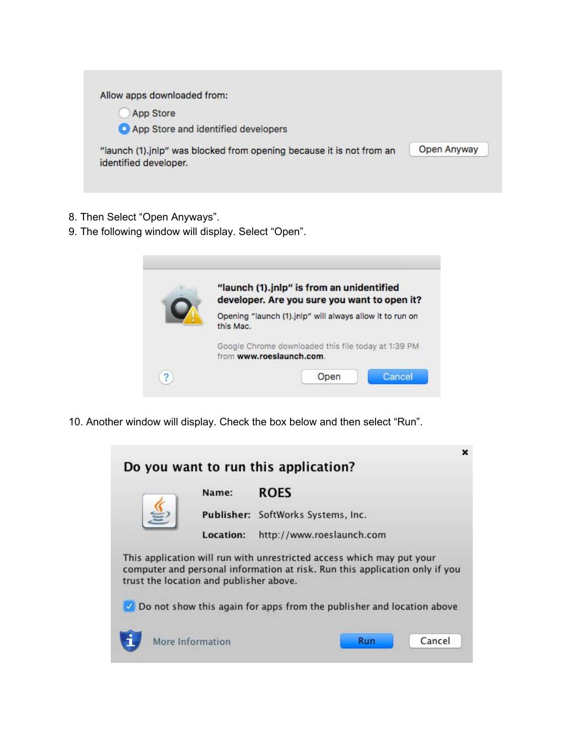8. Then Select "Open Anyways".
9. The following window will display. Select "Open".

10. Another window will display. Check the box below and then select "Run".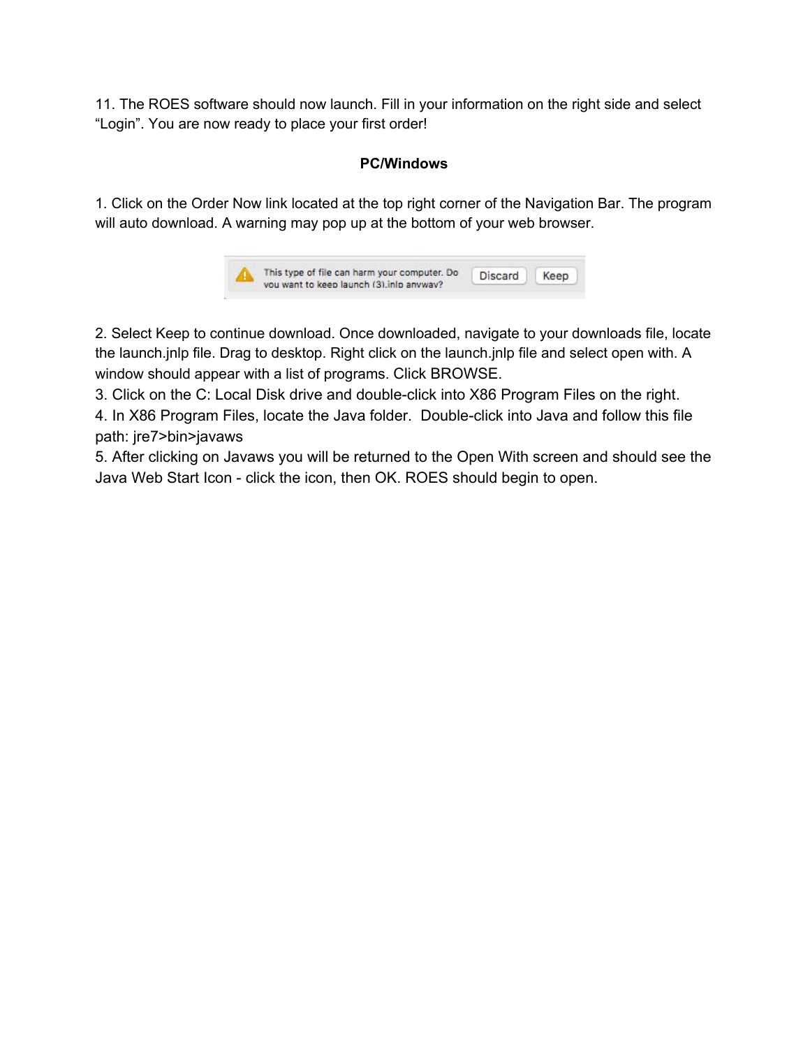11. The ROES software should now launch. Fill in your information on the right side and select “Login”. You are now ready to place your first order!

**PC/Windows**

1. Click on the Order Now link located at the top right corner of the Navigation Bar. The program will auto download. A warning may pop up at the bottom of your web browser.

This type of file can harm your computer. Do you want to keep launch (3).jnlp anyway? Discard Keep

2. Select Keep to continue download. Once downloaded, navigate to your downloads file, locate the launch.jnlp file. Drag to desktop. Right click on the launch.jnlp file and select open with. A window should appear with a list of programs. Click BROWSE.
3. Click on the C: Local Disk drive and double-click into X86 Program Files on the right.
4. In X86 Program Files, locate the Java folder. Double-click into Java and follow this file path: jre7>bin>javaws
5. After clicking on Javaws you will be returned to the Open With screen and should see the Java Web Start Icon - click the icon, then OK. ROES should begin to open.